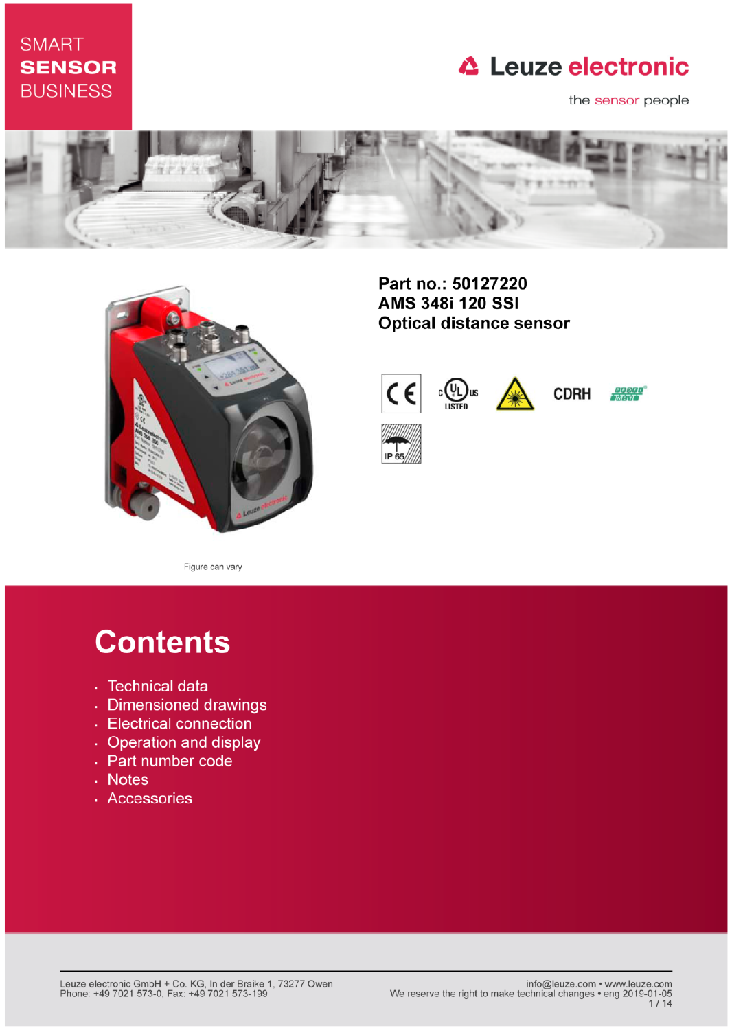SMART
**SENSOR**
BUSINESS

Leuze electronic

the sensor people

**Part no.: 50127220**
**AMS 348i 120 SSI**
**Optical distance sensor**

CDRH

IP 65

Figure can vary

# Contents

- Technical data
- Dimensioned drawings
- Electrical connection
- Operation and display
- Part number code
- Notes
- Accessories

Leuze electronic GmbH + Co. KG, In der Braike 1, 73277 Owen
Phone: +49 7021 573-0, Fax: +49 7021 573-199

info@leuze.com • www.leuze.com
We reserve the right to make technical changes • eng 2019-01-05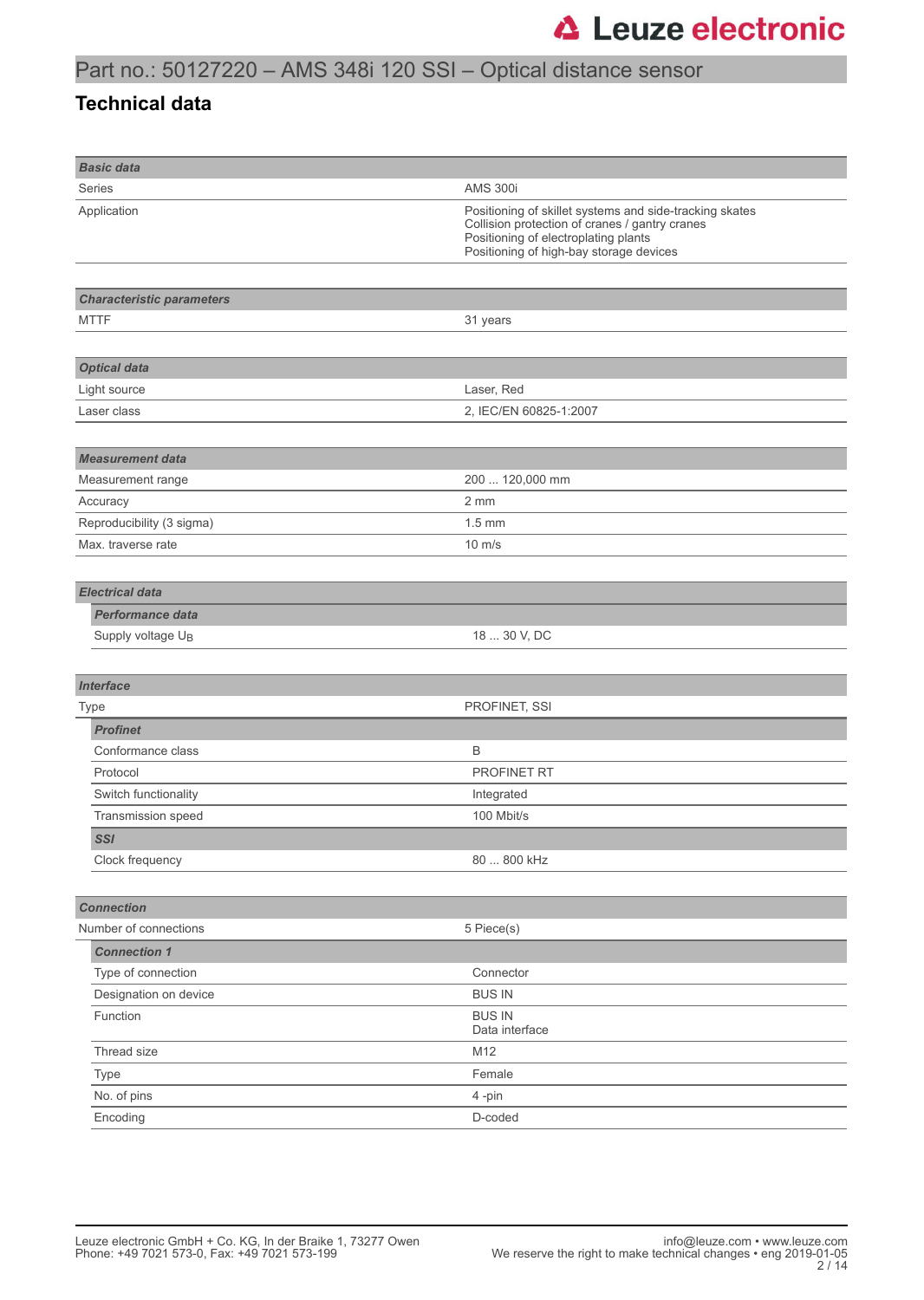# Part no.: 50127220 – AMS 348i 120 SSI – Optical distance sensor

## Technical data

| ***Basic data*** | |
|---|---|
| Series | AMS 300i |
| Application | Positioning of skillet systems and side-tracking skates<br>Collision protection of cranes / gantry cranes<br>Positioning of electroplating plants<br>Positioning of high-bay storage devices |

| ***Characteristic parameters*** | |
|---|---|
| MTTF | 31 years |

| ***Optical data*** | |
|---|---|
| Light source | Laser, Red |
| Laser class | 2, IEC/EN 60825-1:2007 |

| ***Measurement data*** | |
|---|---|
| Measurement range | 200 ... 120,000 mm |
| Accuracy | 2 mm |
| Reproducibility (3 sigma) | 1.5 mm |
| Max. traverse rate | 10 m/s |

| ***Electrical data*** | |
|---|---|
| ***Performance data*** | |
| Supply voltage $U_B$ | 18 ... 30 V, DC |

| ***Interface*** | |
|---|---|
| Type | PROFINET, SSI |
| ***Profinet*** | |
| Conformance class | B |
| Protocol | PROFINET RT |
| Switch functionality | Integrated |
| Transmission speed | 100 Mbit/s |
| ***SSI*** | |
| Clock frequency | 80 ... 800 kHz |

| ***Connection*** | |
|---|---|
| Number of connections | 5 Piece(s) |
| ***Connection 1*** | |
| Type of connection | Connector |
| Designation on device | BUS IN |
| Function | BUS IN<br>Data interface |
| Thread size | M12 |
| Type | Female |
| No. of pins | 4 -pin |
| Encoding | D-coded |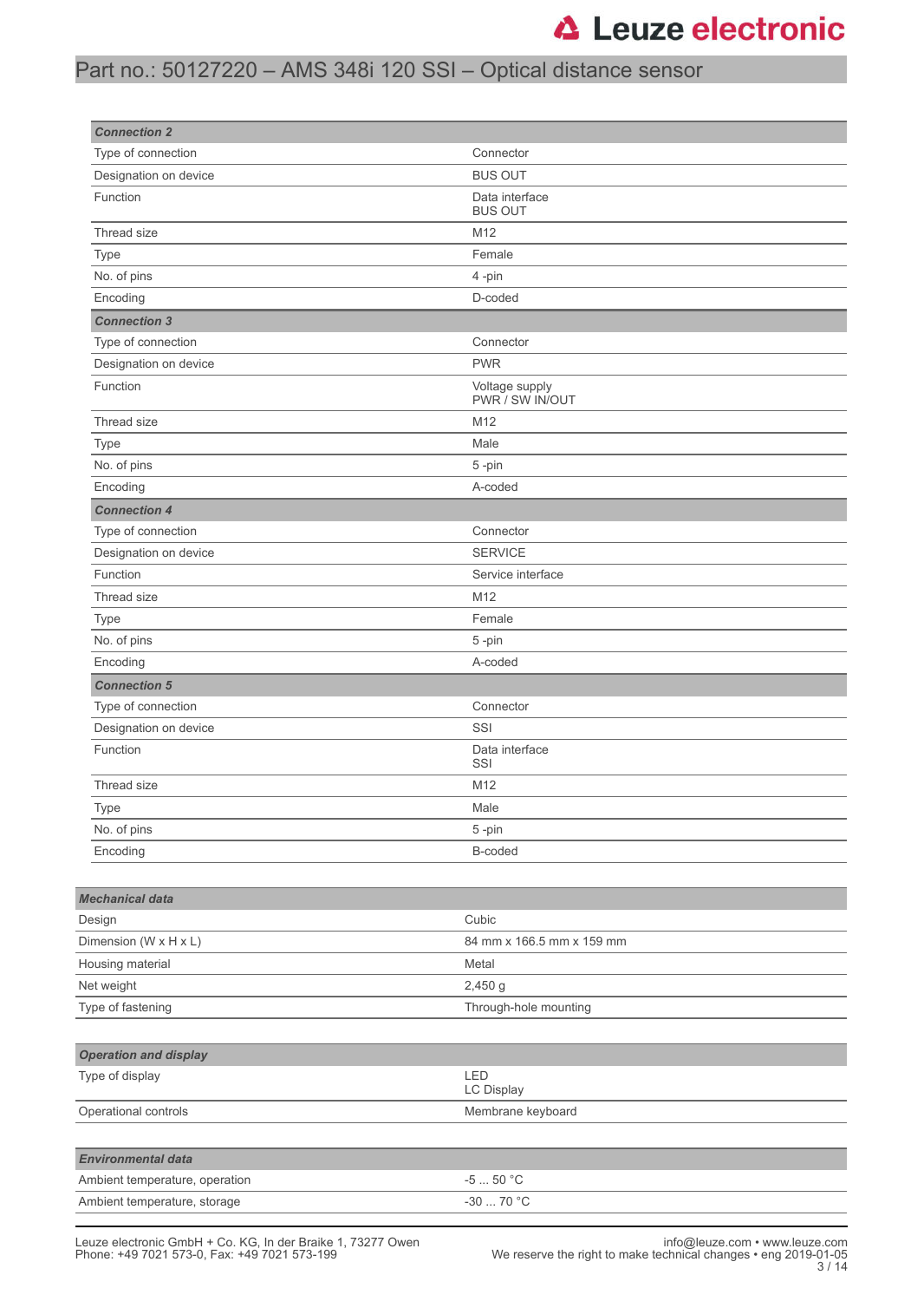| Connection 2 | |
|---|---|
| Type of connection | Connector |
| Designation on device | BUS OUT |
| Function | Data interface<br>BUS OUT |
| Thread size | M12 |
| Type | Female |
| No. of pins | 4 -pin |
| Encoding | D-coded |
| **Connection 3** | |
| Type of connection | Connector |
| Designation on device | PWR |
| Function | Voltage supply<br>PWR / SW IN/OUT |
| Thread size | M12 |
| Type | Male |
| No. of pins | 5 -pin |
| Encoding | A-coded |
| **Connection 4** | |
| Type of connection | Connector |
| Designation on device | SERVICE |
| Function | Service interface |
| Thread size | M12 |
| Type | Female |
| No. of pins | 5 -pin |
| Encoding | A-coded |
| **Connection 5** | |
| Type of connection | Connector |
| Designation on device | SSI |
| Function | Data interface<br>SSI |
| Thread size | M12 |
| Type | Male |
| No. of pins | 5 -pin |
| Encoding | B-coded |

| Mechanical data | |
|---|---|
| Design | Cubic |
| Dimension (W x H x L) | 84 mm x 166.5 mm x 159 mm |
| Housing material | Metal |
| Net weight | 2,450 g |
| Type of fastening | Through-hole mounting |

| Operation and display | |
|---|---|
| Type of display | LED<br>LC Display |
| Operational controls | Membrane keyboard |

| Environmental data | |
|---|---|
| Ambient temperature, operation | -5 ... 50 °C |
| Ambient temperature, storage | -30 ... 70 °C |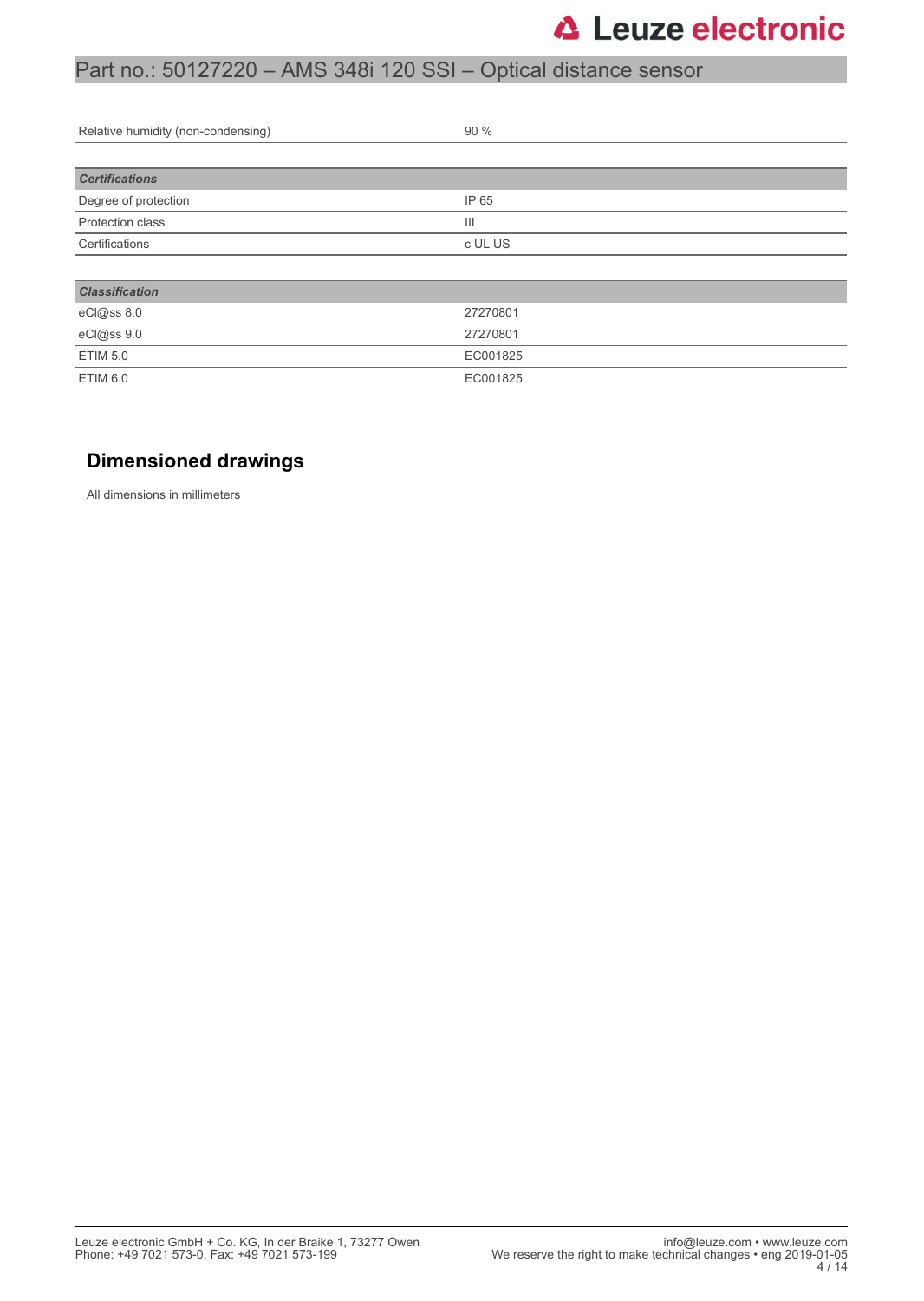| Relative humidity (non-condensing) | 90 % |
|---|---|

| ***Certifications*** | |
|---|---|
| Degree of protection | IP 65 |
| Protection class | III |
| Certifications | c UL US |

| ***Classification*** | |
|---|---|
| eCl@ss 8.0 | 27270801 |
| eCl@ss 9.0 | 27270801 |
| ETIM 5.0 | EC001825 |
| ETIM 6.0 | EC001825 |

## Dimensioned drawings

All dimensions in millimeters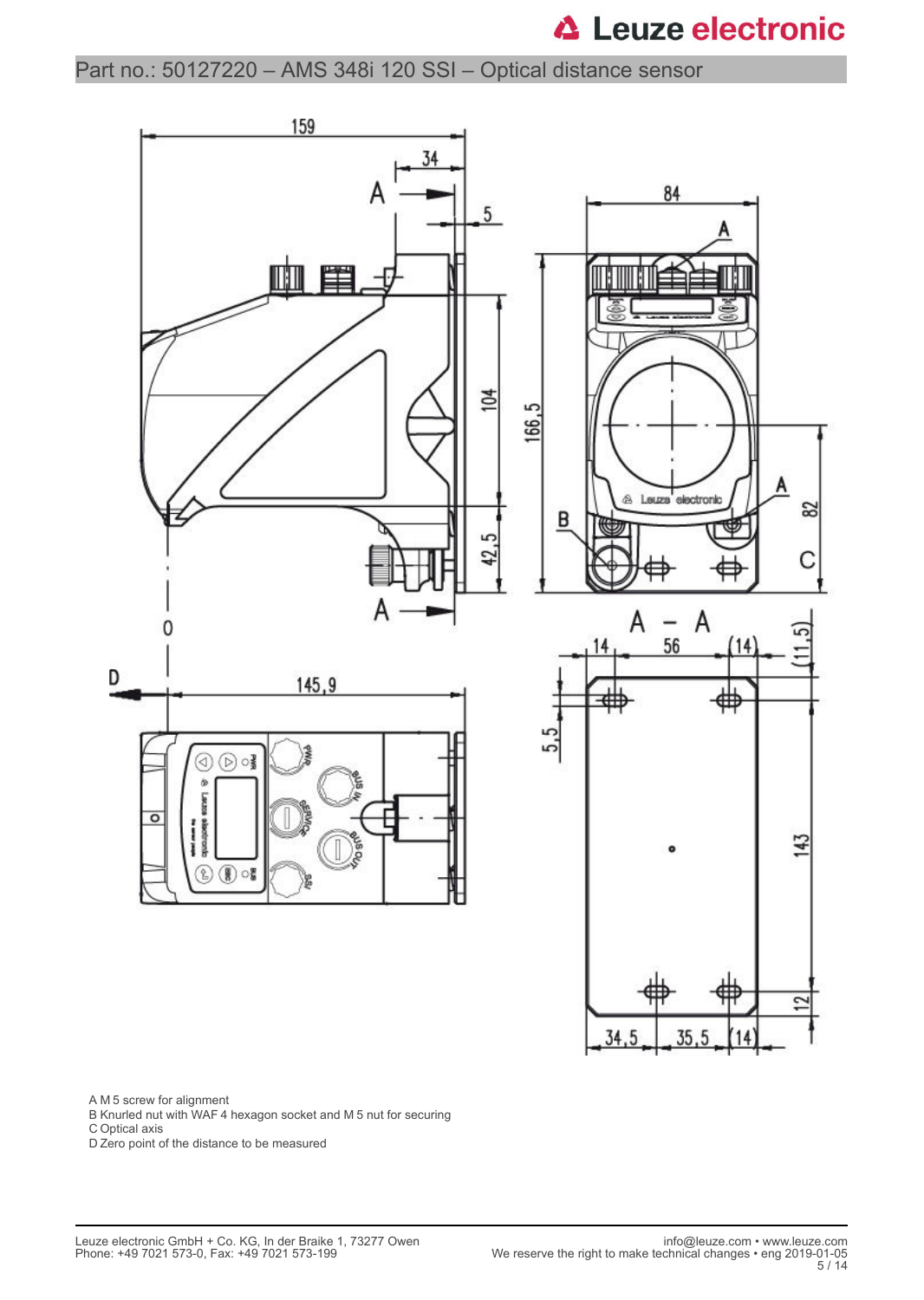A M 5 screw for alignment
B Knurled nut with WAF 4 hexagon socket and M 5 nut for securing
C Optical axis
D Zero point of the distance to be measured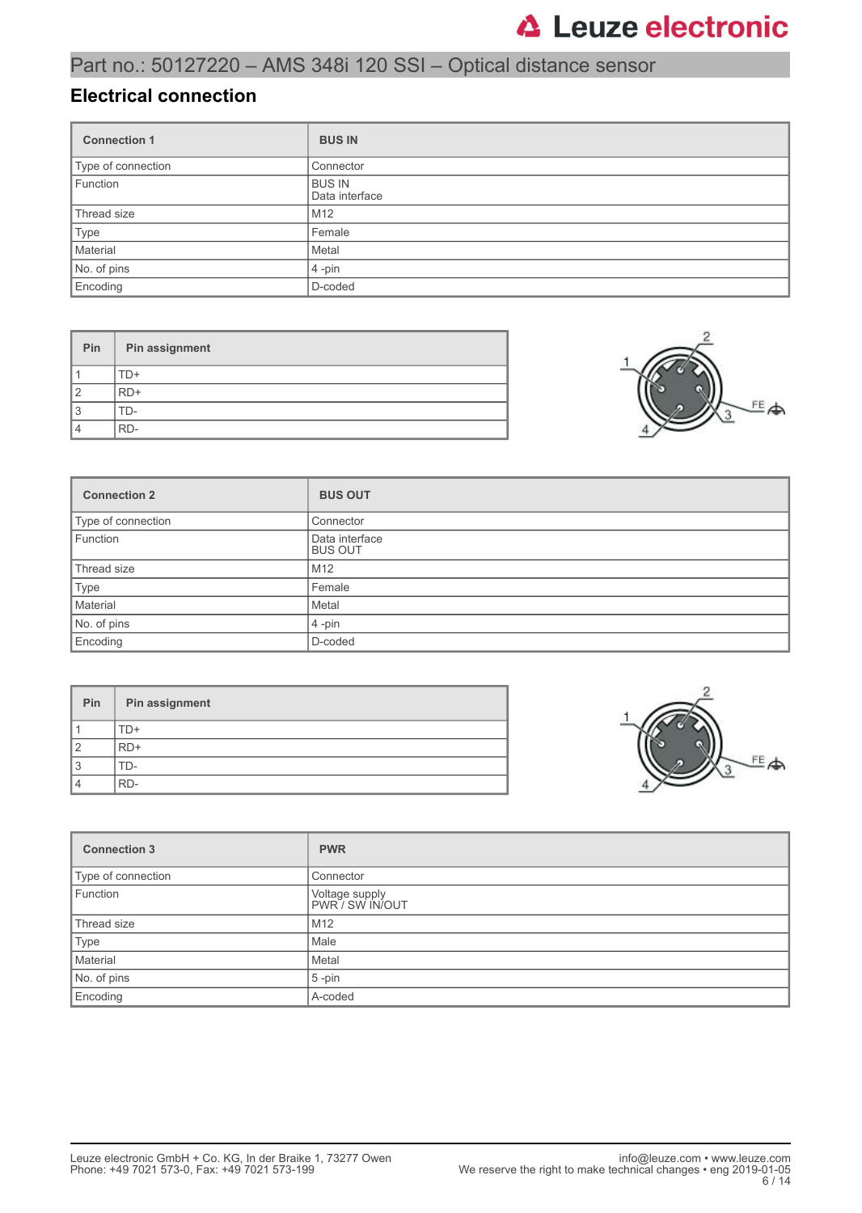# Part no.: 50127220 – AMS 348i 120 SSI – Optical distance sensor

## Electrical connection

| Connection 1 | BUS IN |
|---|---|
| Type of connection | Connector |
| Function | BUS IN<br>Data interface |
| Thread size | M12 |
| Type | Female |
| Material | Metal |
| No. of pins | 4 -pin |
| Encoding | D-coded |

| Pin | Pin assignment |
|---|---|
| 1 | TD+ |
| 2 | RD+ |
| 3 | TD- |
| 4 | RD- |

| Connection 2 | BUS OUT |
|---|---|
| Type of connection | Connector |
| Function | Data interface<br>BUS OUT |
| Thread size | M12 |
| Type | Female |
| Material | Metal |
| No. of pins | 4 -pin |
| Encoding | D-coded |

| Pin | Pin assignment |
|---|---|
| 1 | TD+ |
| 2 | RD+ |
| 3 | TD- |
| 4 | RD- |

| Connection 3 | PWR |
|---|---|
| Type of connection | Connector |
| Function | Voltage supply<br>PWR / SW IN/OUT |
| Thread size | M12 |
| Type | Male |
| Material | Metal |
| No. of pins | 5 -pin |
| Encoding | A-coded |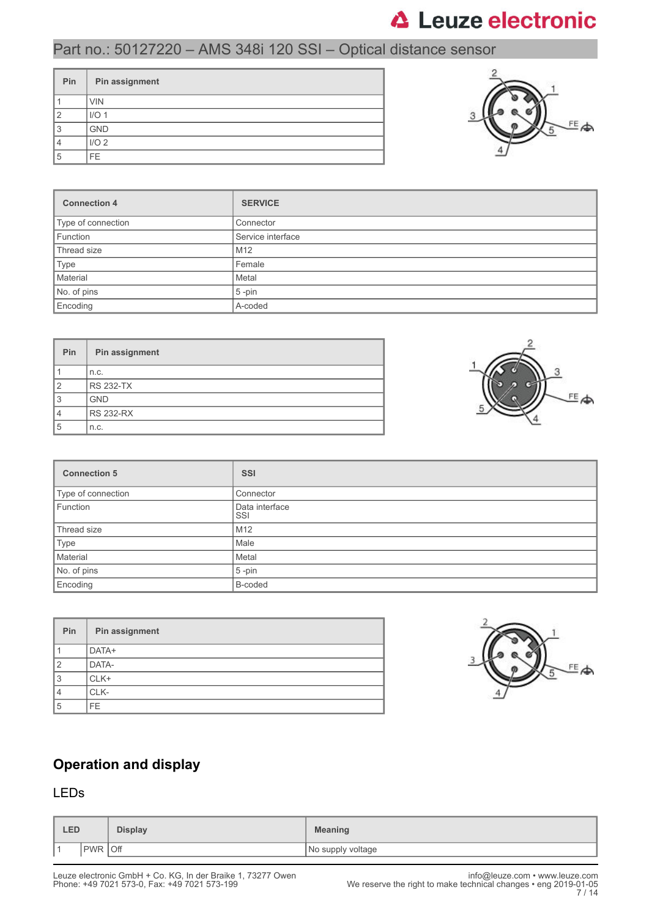| Pin | Pin assignment |
|---|---|
| 1 | VIN |
| 2 | I/O 1 |
| 3 | GND |
| 4 | I/O 2 |
| 5 | FE |

| Connection 4 | SERVICE |
|---|---|
| Type of connection | Connector |
| Function | Service interface |
| Thread size | M12 |
| Type | Female |
| Material | Metal |
| No. of pins | 5 -pin |
| Encoding | A-coded |

| Pin | Pin assignment |
|---|---|
| 1 | n.c. |
| 2 | RS 232-TX |
| 3 | GND |
| 4 | RS 232-RX |
| 5 | n.c. |

| Connection 5 | SSI |
|---|---|
| Type of connection | Connector |
| Function | Data interface SSI |
| Thread size | M12 |
| Type | Male |
| Material | Metal |
| No. of pins | 5 -pin |
| Encoding | B-coded |

| Pin | Pin assignment |
|---|---|
| 1 | DATA+ |
| 2 | DATA- |
| 3 | CLK+ |
| 4 | CLK- |
| 5 | FE |

## Operation and display

### LEDs

| LED | | Display | Meaning |
|---|---|---|---|
| 1 | PWR | Off | No supply voltage |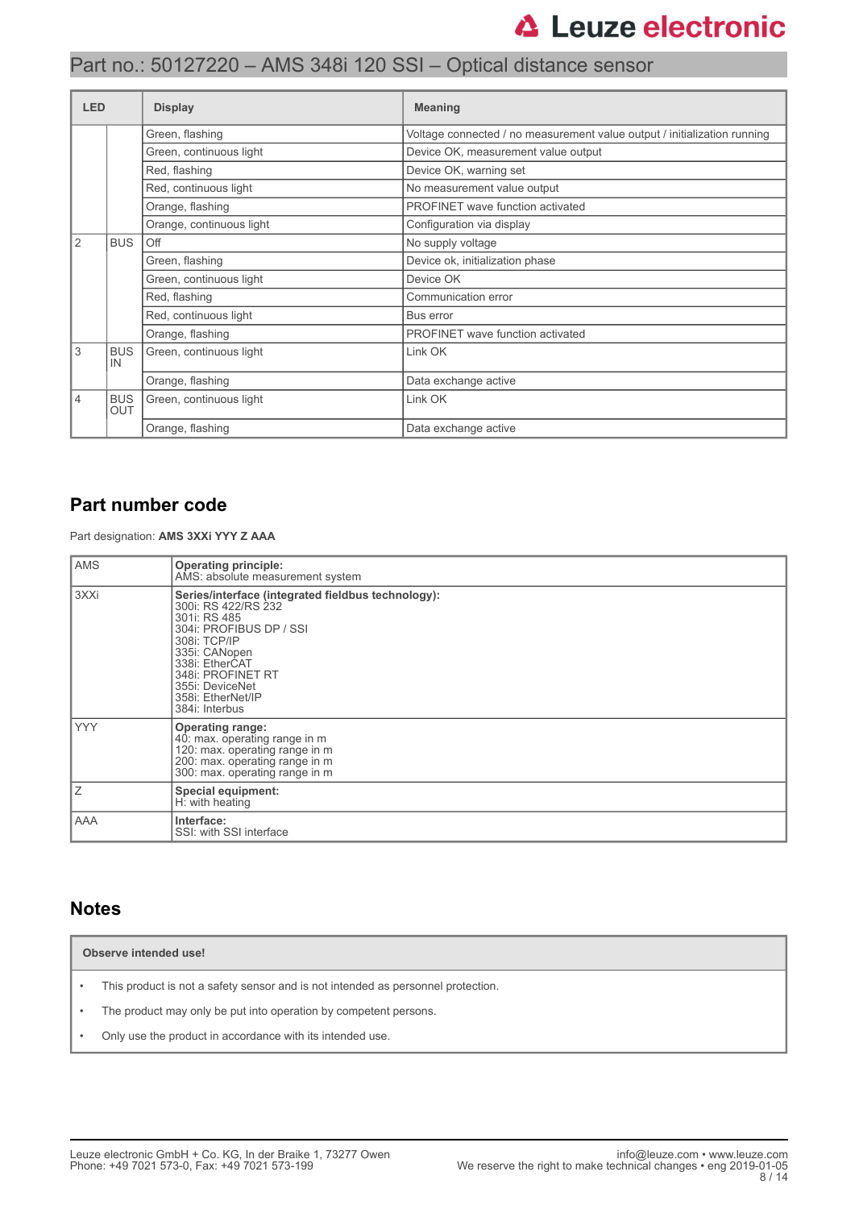| LED | | Display | Meaning |
|---|---|---|---|
| | | Green, flashing | Voltage connected / no measurement value output / initialization running |
| | | Green, continuous light | Device OK, measurement value output |
| | | Red, flashing | Device OK, warning set |
| | | Red, continuous light | No measurement value output |
| | | Orange, flashing | PROFINET wave function activated |
| | | Orange, continuous light | Configuration via display |
| 2 | BUS | Off | No supply voltage |
| | | Green, flashing | Device ok, initialization phase |
| | | Green, continuous light | Device OK |
| | | Red, flashing | Communication error |
| | | Red, continuous light | Bus error |
| | | Orange, flashing | PROFINET wave function activated |
| 3 | BUS IN | Green, continuous light | Link OK |
| | | Orange, flashing | Data exchange active |
| 4 | BUS OUT | Green, continuous light | Link OK |
| | | Orange, flashing | Data exchange active |

## Part number code

Part designation: **AMS 3XXi YYY Z AAA**

| | |
|---|---|
| AMS | **Operating principle:**<br>AMS: absolute measurement system |
| 3XXi | **Series/interface (integrated fieldbus technology):**<br>300i: RS 422/RS 232<br>301i: RS 485<br>304i: PROFIBUS DP / SSI<br>308i: TCP/IP<br>335i: CANopen<br>338i: EtherCAT<br>348i: PROFINET RT<br>355i: DeviceNet<br>358i: EtherNet/IP<br>384i: Interbus |
| YYY | **Operating range:**<br>40: max. operating range in m<br>120: max. operating range in m<br>200: max. operating range in m<br>300: max. operating range in m |
| Z | **Special equipment:**<br>H: with heating |
| AAA | **Interface:**<br>SSI: with SSI interface |

## Notes

**Observe intended use!**

- This product is not a safety sensor and is not intended as personnel protection.
- The product may only be put into operation by competent persons.
- Only use the product in accordance with its intended use.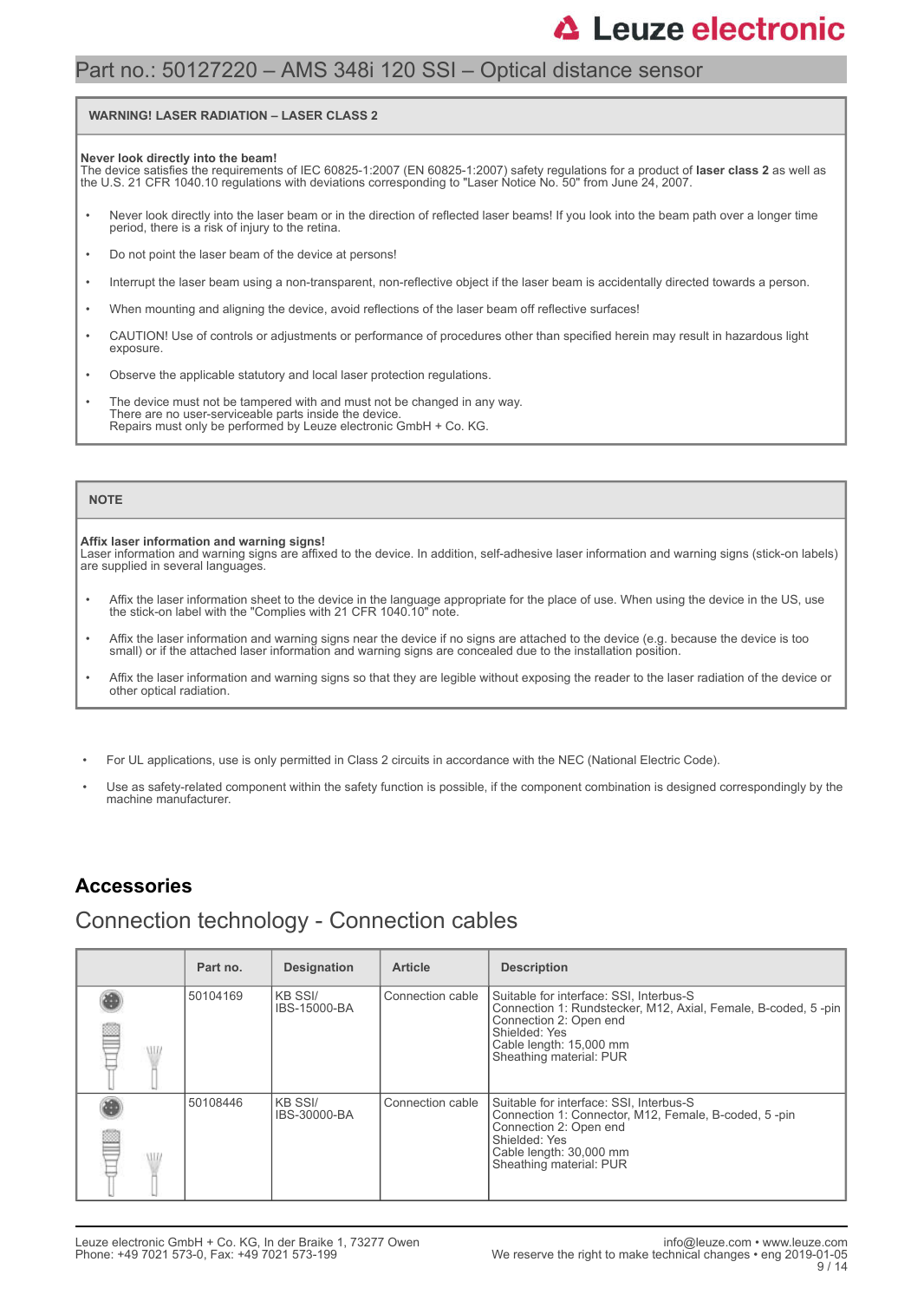# Part no.: 50127220 – AMS 348i 120 SSI – Optical distance sensor

**WARNING! LASER RADIATION – LASER CLASS 2**

**Never look directly into the beam!**
The device satisfies the requirements of IEC 60825-1:2007 (EN 60825-1:2007) safety regulations for a product of **laser class 2** as well as the U.S. 21 CFR 1040.10 regulations with deviations corresponding to "Laser Notice No. 50" from June 24, 2007.

- Never look directly into the laser beam or in the direction of reflected laser beams! If you look into the beam path over a longer time period, there is a risk of injury to the retina.
- Do not point the laser beam of the device at persons!
- Interrupt the laser beam using a non-transparent, non-reflective object if the laser beam is accidentally directed towards a person.
- When mounting and aligning the device, avoid reflections of the laser beam off reflective surfaces!
- CAUTION! Use of controls or adjustments or performance of procedures other than specified herein may result in hazardous light exposure.
- Observe the applicable statutory and local laser protection regulations.
- The device must not be tampered with and must not be changed in any way.
  There are no user-serviceable parts inside the device.
  Repairs must only be performed by Leuze electronic GmbH + Co. KG.

**NOTE**

**Affix laser information and warning signs!**
Laser information and warning signs are affixed to the device. In addition, self-adhesive laser information and warning signs (stick-on labels) are supplied in several languages.

- Affix the laser information sheet to the device in the language appropriate for the place of use. When using the device in the US, use the stick-on label with the "Complies with 21 CFR 1040.10" note.
- Affix the laser information and warning signs near the device if no signs are attached to the device (e.g. because the device is too small) or if the attached laser information and warning signs are concealed due to the installation position.
- Affix the laser information and warning signs so that they are legible without exposing the reader to the laser radiation of the device or other optical radiation.

- For UL applications, use is only permitted in Class 2 circuits in accordance with the NEC (National Electric Code).
- Use as safety-related component within the safety function is possible, if the component combination is designed correspondingly by the machine manufacturer.

## Accessories

## Connection technology - Connection cables

| | Part no. | Designation | Article | Description |
|---|---|---|---|---|
| | 50104169 | KB SSI/ IBS-15000-BA | Connection cable | Suitable for interface: SSI, Interbus-S<br>Connection 1: Rundstecker, M12, Axial, Female, B-coded, 5 -pin<br>Connection 2: Open end<br>Shielded: Yes<br>Cable length: 15,000 mm<br>Sheathing material: PUR |
| | 50108446 | KB SSI/ IBS-30000-BA | Connection cable | Suitable for interface: SSI, Interbus-S<br>Connection 1: Connector, M12, Female, B-coded, 5 -pin<br>Connection 2: Open end<br>Shielded: Yes<br>Cable length: 30,000 mm<br>Sheathing material: PUR |

Leuze electronic GmbH + Co. KG, In der Braike 1, 73277 Owen
Phone: +49 7021 573-0, Fax: +49 7021 573-199

info@leuze.com • www.leuze.com
We reserve the right to make technical changes • eng 2019-01-05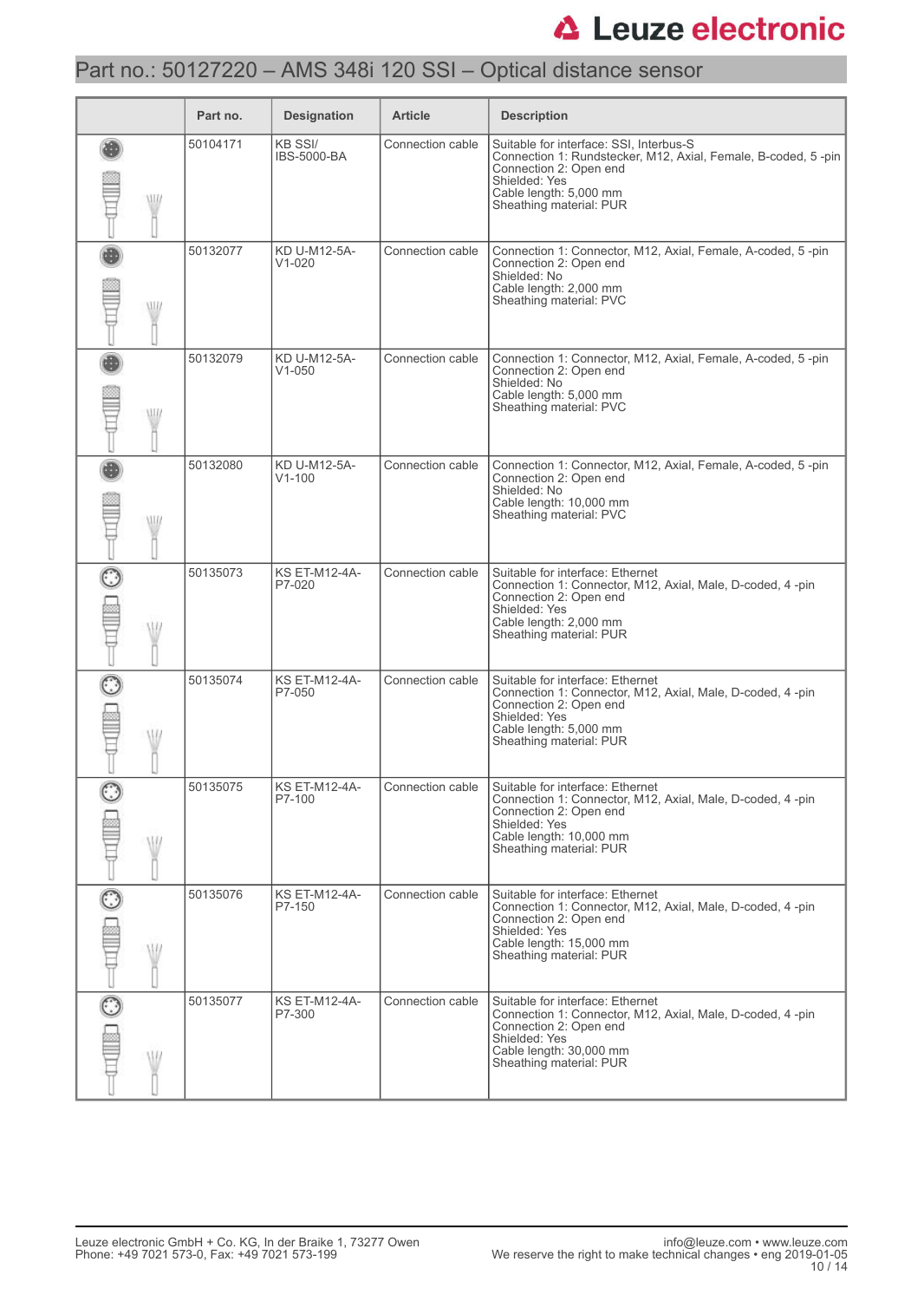## Part no.: 50127220 – AMS 348i 120 SSI – Optical distance sensor

| | Part no. | Designation | Article | Description |
|---|---|---|---|---|
| | 50104171 | KB SSI/ IBS-5000-BA | Connection cable | Suitable for interface: SSI, Interbus-S<br>Connection 1: Rundstecker, M12, Axial, Female, B-coded, 5 -pin<br>Connection 2: Open end<br>Shielded: Yes<br>Cable length: 5,000 mm<br>Sheathing material: PUR |
| | 50132077 | KD U-M12-5A-V1-020 | Connection cable | Connection 1: Connector, M12, Axial, Female, A-coded, 5 -pin<br>Connection 2: Open end<br>Shielded: No<br>Cable length: 2,000 mm<br>Sheathing material: PVC |
| | 50132079 | KD U-M12-5A-V1-050 | Connection cable | Connection 1: Connector, M12, Axial, Female, A-coded, 5 -pin<br>Connection 2: Open end<br>Shielded: No<br>Cable length: 5,000 mm<br>Sheathing material: PVC |
| | 50132080 | KD U-M12-5A-V1-100 | Connection cable | Connection 1: Connector, M12, Axial, Female, A-coded, 5 -pin<br>Connection 2: Open end<br>Shielded: No<br>Cable length: 10,000 mm<br>Sheathing material: PVC |
| | 50135073 | KS ET-M12-4A-P7-020 | Connection cable | Suitable for interface: Ethernet<br>Connection 1: Connector, M12, Axial, Male, D-coded, 4 -pin<br>Connection 2: Open end<br>Shielded: Yes<br>Cable length: 2,000 mm<br>Sheathing material: PUR |
| | 50135074 | KS ET-M12-4A-P7-050 | Connection cable | Suitable for interface: Ethernet<br>Connection 1: Connector, M12, Axial, Male, D-coded, 4 -pin<br>Connection 2: Open end<br>Shielded: Yes<br>Cable length: 5,000 mm<br>Sheathing material: PUR |
| | 50135075 | KS ET-M12-4A-P7-100 | Connection cable | Suitable for interface: Ethernet<br>Connection 1: Connector, M12, Axial, Male, D-coded, 4 -pin<br>Connection 2: Open end<br>Shielded: Yes<br>Cable length: 10,000 mm<br>Sheathing material: PUR |
| | 50135076 | KS ET-M12-4A-P7-150 | Connection cable | Suitable for interface: Ethernet<br>Connection 1: Connector, M12, Axial, Male, D-coded, 4 -pin<br>Connection 2: Open end<br>Shielded: Yes<br>Cable length: 15,000 mm<br>Sheathing material: PUR |
| | 50135077 | KS ET-M12-4A-P7-300 | Connection cable | Suitable for interface: Ethernet<br>Connection 1: Connector, M12, Axial, Male, D-coded, 4 -pin<br>Connection 2: Open end<br>Shielded: Yes<br>Cable length: 30,000 mm<br>Sheathing material: PUR |

Leuze electronic GmbH + Co. KG, In der Braike 1, 73277 Owen
Phone: +49 7021 573-0, Fax: +49 7021 573-199

info@leuze.com • www.leuze.com
We reserve the right to make technical changes • eng 2019-01-05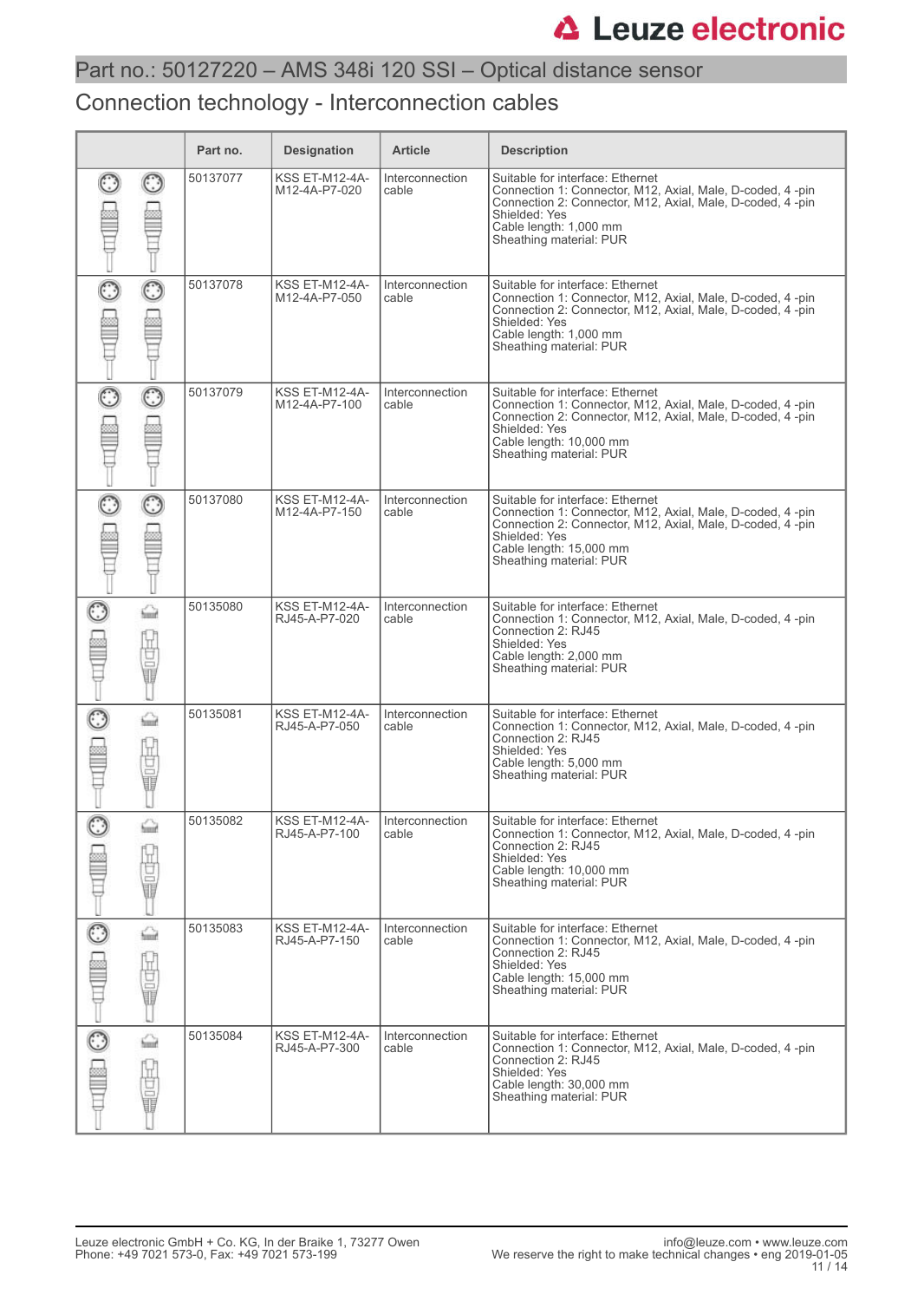# Part no.: 50127220 – AMS 348i 120 SSI – Optical distance sensor

## Connection technology - Interconnection cables

| | Part no. | Designation | Article | Description |
|---|---|---|---|---|
| | 50137077 | KSS ET-M12-4A-M12-4A-P7-020 | Interconnection cable | Suitable for interface: Ethernet<br>Connection 1: Connector, M12, Axial, Male, D-coded, 4 -pin<br>Connection 2: Connector, M12, Axial, Male, D-coded, 4 -pin<br>Shielded: Yes<br>Cable length: 1,000 mm<br>Sheathing material: PUR |
| | 50137078 | KSS ET-M12-4A-M12-4A-P7-050 | Interconnection cable | Suitable for interface: Ethernet<br>Connection 1: Connector, M12, Axial, Male, D-coded, 4 -pin<br>Connection 2: Connector, M12, Axial, Male, D-coded, 4 -pin<br>Shielded: Yes<br>Cable length: 1,000 mm<br>Sheathing material: PUR |
| | 50137079 | KSS ET-M12-4A-M12-4A-P7-100 | Interconnection cable | Suitable for interface: Ethernet<br>Connection 1: Connector, M12, Axial, Male, D-coded, 4 -pin<br>Connection 2: Connector, M12, Axial, Male, D-coded, 4 -pin<br>Shielded: Yes<br>Cable length: 10,000 mm<br>Sheathing material: PUR |
| | 50137080 | KSS ET-M12-4A-M12-4A-P7-150 | Interconnection cable | Suitable for interface: Ethernet<br>Connection 1: Connector, M12, Axial, Male, D-coded, 4 -pin<br>Connection 2: Connector, M12, Axial, Male, D-coded, 4 -pin<br>Shielded: Yes<br>Cable length: 15,000 mm<br>Sheathing material: PUR |
| | 50135080 | KSS ET-M12-4A-RJ45-A-P7-020 | Interconnection cable | Suitable for interface: Ethernet<br>Connection 1: Connector, M12, Axial, Male, D-coded, 4 -pin<br>Connection 2: RJ45<br>Shielded: Yes<br>Cable length: 2,000 mm<br>Sheathing material: PUR |
| | 50135081 | KSS ET-M12-4A-RJ45-A-P7-050 | Interconnection cable | Suitable for interface: Ethernet<br>Connection 1: Connector, M12, Axial, Male, D-coded, 4 -pin<br>Connection 2: RJ45<br>Shielded: Yes<br>Cable length: 5,000 mm<br>Sheathing material: PUR |
| | 50135082 | KSS ET-M12-4A-RJ45-A-P7-100 | Interconnection cable | Suitable for interface: Ethernet<br>Connection 1: Connector, M12, Axial, Male, D-coded, 4 -pin<br>Connection 2: RJ45<br>Shielded: Yes<br>Cable length: 10,000 mm<br>Sheathing material: PUR |
| | 50135083 | KSS ET-M12-4A-RJ45-A-P7-150 | Interconnection cable | Suitable for interface: Ethernet<br>Connection 1: Connector, M12, Axial, Male, D-coded, 4 -pin<br>Connection 2: RJ45<br>Shielded: Yes<br>Cable length: 15,000 mm<br>Sheathing material: PUR |
| | 50135084 | KSS ET-M12-4A-RJ45-A-P7-300 | Interconnection cable | Suitable for interface: Ethernet<br>Connection 1: Connector, M12, Axial, Male, D-coded, 4 -pin<br>Connection 2: RJ45<br>Shielded: Yes<br>Cable length: 30,000 mm<br>Sheathing material: PUR |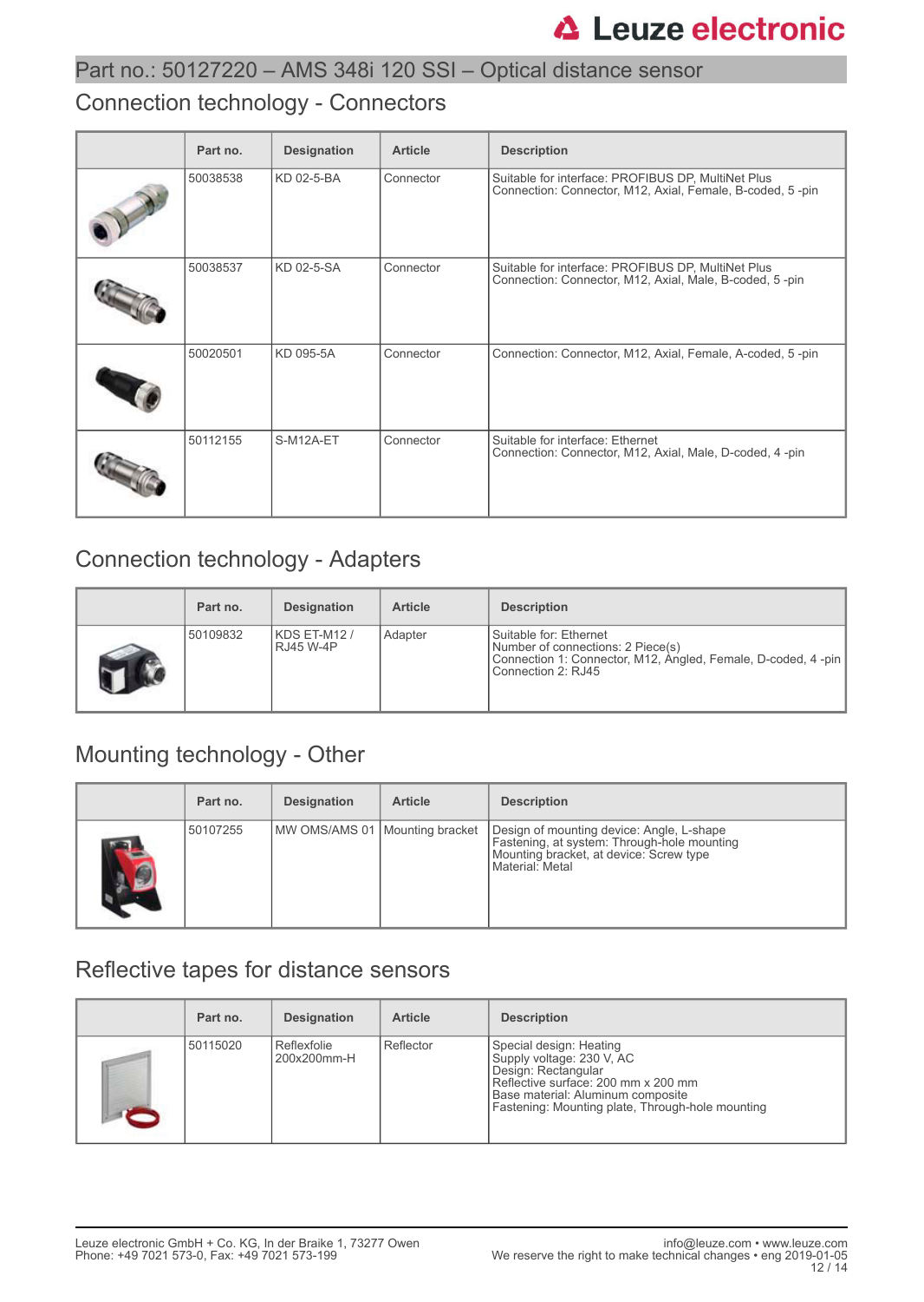## Part no.: 50127220 – AMS 348i 120 SSI – Optical distance sensor

## Connection technology - Connectors

| | Part no. | Designation | Article | Description |
|---|---|---|---|---|
| | 50038538 | KD 02-5-BA | Connector | Suitable for interface: PROFIBUS DP, MultiNet Plus<br>Connection: Connector, M12, Axial, Female, B-coded, 5 -pin |
| | 50038537 | KD 02-5-SA | Connector | Suitable for interface: PROFIBUS DP, MultiNet Plus<br>Connection: Connector, M12, Axial, Male, B-coded, 5 -pin |
| | 50020501 | KD 095-5A | Connector | Connection: Connector, M12, Axial, Female, A-coded, 5 -pin |
| | 50112155 | S-M12A-ET | Connector | Suitable for interface: Ethernet<br>Connection: Connector, M12, Axial, Male, D-coded, 4 -pin |

## Connection technology - Adapters

| | Part no. | Designation | Article | Description |
|---|---|---|---|---|
| | 50109832 | KDS ET-M12 / RJ45 W-4P | Adapter | Suitable for: Ethernet<br>Number of connections: 2 Piece(s)<br>Connection 1: Connector, M12, Angled, Female, D-coded, 4 -pin<br>Connection 2: RJ45 |

## Mounting technology - Other

| | Part no. | Designation | Article | Description |
|---|---|---|---|---|
| | 50107255 | MW OMS/AMS 01 | Mounting bracket | Design of mounting device: Angle, L-shape<br>Fastening, at system: Through-hole mounting<br>Mounting bracket, at device: Screw type<br>Material: Metal |

## Reflective tapes for distance sensors

| | Part no. | Designation | Article | Description |
|---|---|---|---|---|
| | 50115020 | Reflexfolie 200x200mm-H | Reflector | Special design: Heating<br>Supply voltage: 230 V, AC<br>Design: Rectangular<br>Reflective surface: 200 mm x 200 mm<br>Base material: Aluminum composite<br>Fastening: Mounting plate, Through-hole mounting |

Leuze electronic GmbH + Co. KG, In der Braike 1, 73277 Owen
Phone: +49 7021 573-0, Fax: +49 7021 573-199

info@leuze.com • www.leuze.com
We reserve the right to make technical changes • eng 2019-01-05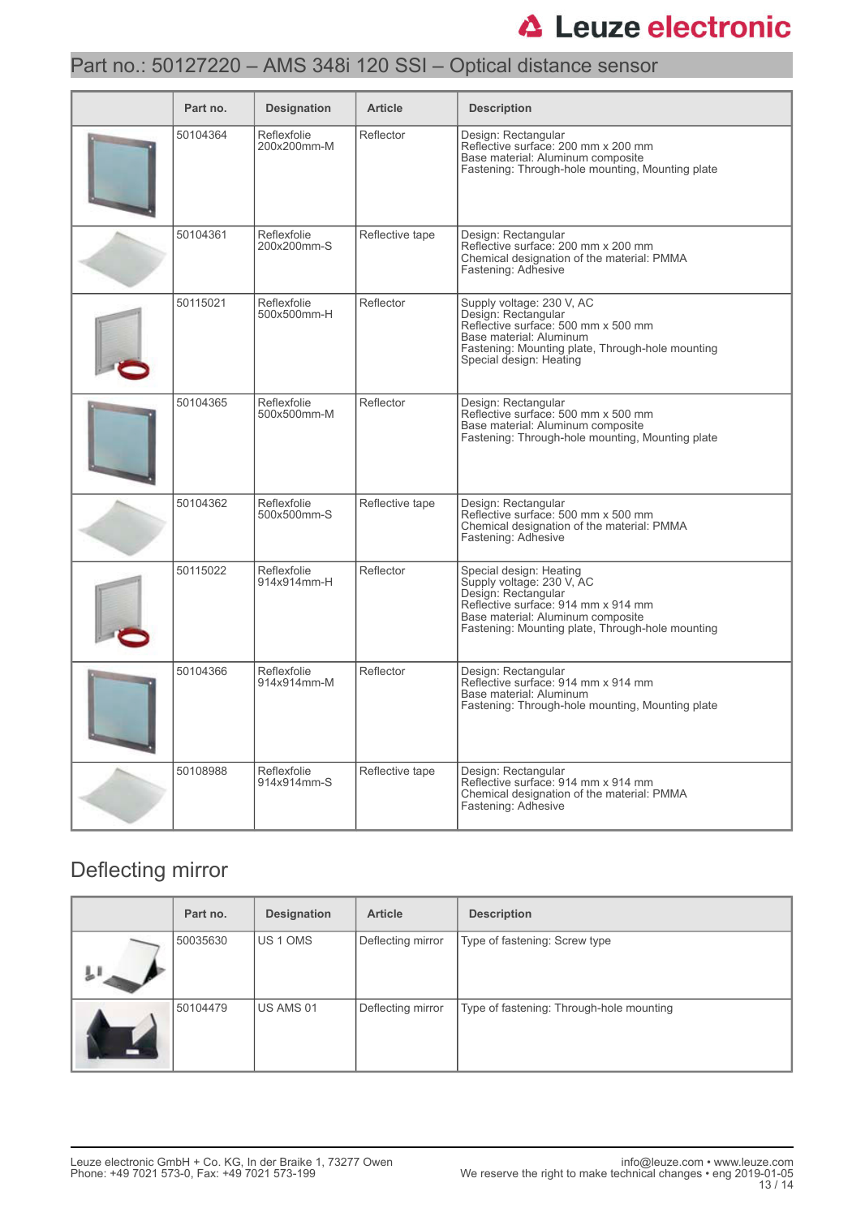# Part no.: 50127220 – AMS 348i 120 SSI – Optical distance sensor

| | Part no. | Designation | Article | Description |
|---|---|---|---|---|
| | 50104364 | Reflexfolie 200x200mm-M | Reflector | Design: Rectangular<br>Reflective surface: 200 mm x 200 mm<br>Base material: Aluminum composite<br>Fastening: Through-hole mounting, Mounting plate |
| | 50104361 | Reflexfolie 200x200mm-S | Reflective tape | Design: Rectangular<br>Reflective surface: 200 mm x 200 mm<br>Chemical designation of the material: PMMA<br>Fastening: Adhesive |
| | 50115021 | Reflexfolie 500x500mm-H | Reflector | Supply voltage: 230 V, AC<br>Design: Rectangular<br>Reflective surface: 500 mm x 500 mm<br>Base material: Aluminum<br>Fastening: Mounting plate, Through-hole mounting<br>Special design: Heating |
| | 50104365 | Reflexfolie 500x500mm-M | Reflector | Design: Rectangular<br>Reflective surface: 500 mm x 500 mm<br>Base material: Aluminum composite<br>Fastening: Through-hole mounting, Mounting plate |
| | 50104362 | Reflexfolie 500x500mm-S | Reflective tape | Design: Rectangular<br>Reflective surface: 500 mm x 500 mm<br>Chemical designation of the material: PMMA<br>Fastening: Adhesive |
| | 50115022 | Reflexfolie 914x914mm-H | Reflector | Special design: Heating<br>Supply voltage: 230 V, AC<br>Design: Rectangular<br>Reflective surface: 914 mm x 914 mm<br>Base material: Aluminum composite<br>Fastening: Mounting plate, Through-hole mounting |
| | 50104366 | Reflexfolie 914x914mm-M | Reflector | Design: Rectangular<br>Reflective surface: 914 mm x 914 mm<br>Base material: Aluminum<br>Fastening: Through-hole mounting, Mounting plate |
| | 50108988 | Reflexfolie 914x914mm-S | Reflective tape | Design: Rectangular<br>Reflective surface: 914 mm x 914 mm<br>Chemical designation of the material: PMMA<br>Fastening: Adhesive |

## Deflecting mirror

| | Part no. | Designation | Article | Description |
|---|---|---|---|---|
| | 50035630 | US 1 OMS | Deflecting mirror | Type of fastening: Screw type |
| | 50104479 | US AMS 01 | Deflecting mirror | Type of fastening: Through-hole mounting |

Leuze electronic GmbH + Co. KG, In der Braike 1, 73277 Owen
Phone: +49 7021 573-0, Fax: +49 7021 573-199

info@leuze.com • www.leuze.com
We reserve the right to make technical changes • eng 2019-01-05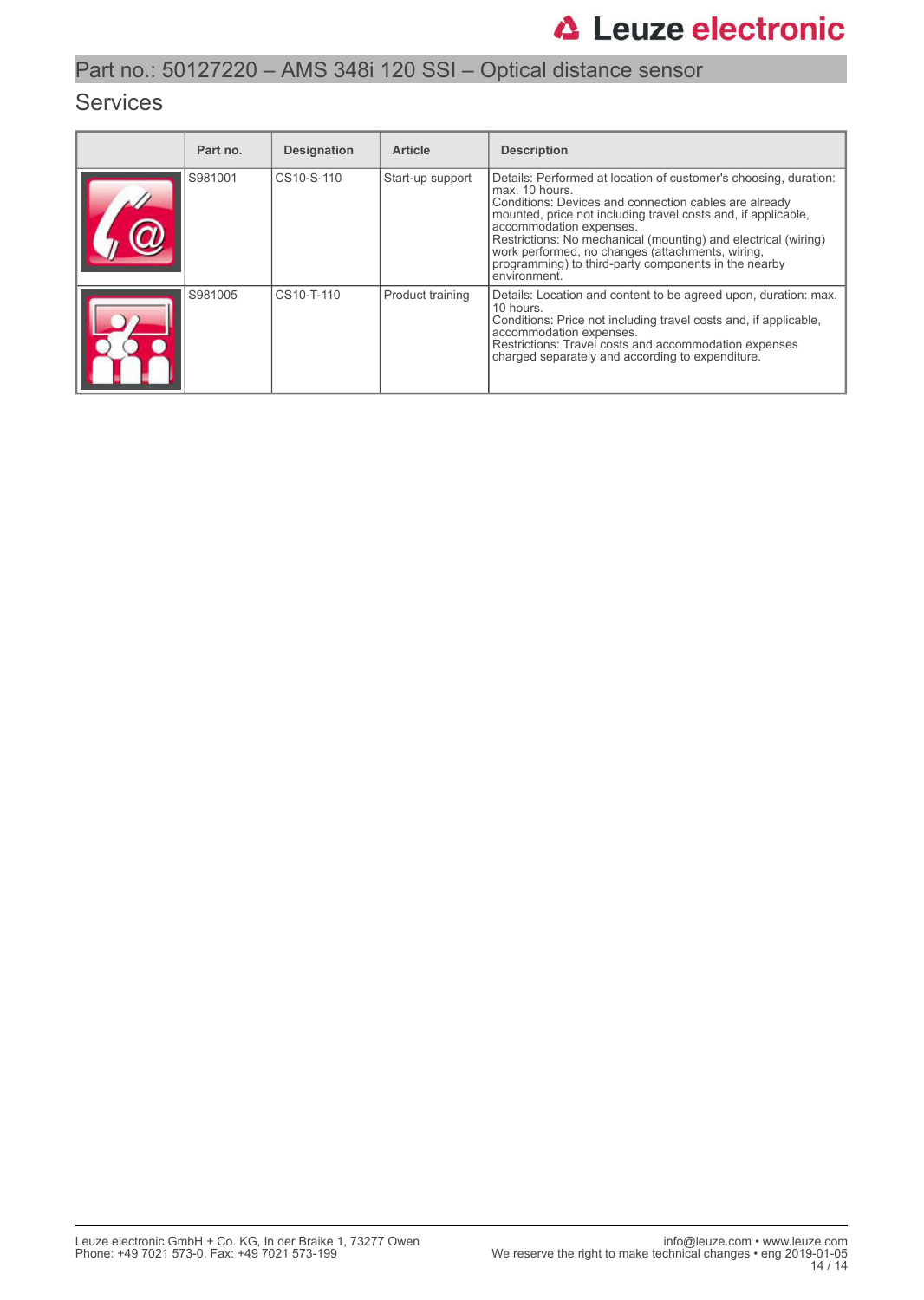## Part no.: 50127220 – AMS 348i 120 SSI – Optical distance sensor

### Services

| | Part no. | Designation | Article | Description |
|---|---|---|---|---|
| | S981001 | CS10-S-110 | Start-up support | Details: Performed at location of customer's choosing, duration: max. 10 hours.<br>Conditions: Devices and connection cables are already mounted, price not including travel costs and, if applicable, accommodation expenses.<br>Restrictions: No mechanical (mounting) and electrical (wiring) work performed, no changes (attachments, wiring, programming) to third-party components in the nearby environment. |
| | S981005 | CS10-T-110 | Product training | Details: Location and content to be agreed upon, duration: max. 10 hours.<br>Conditions: Price not including travel costs and, if applicable, accommodation expenses.<br>Restrictions: Travel costs and accommodation expenses charged separately and according to expenditure. |

Leuze electronic GmbH + Co. KG, In der Braike 1, 73277 Owen
Phone: +49 7021 573-0, Fax: +49 7021 573-199

info@leuze.com • www.leuze.com
We reserve the right to make technical changes • eng 2019-01-05